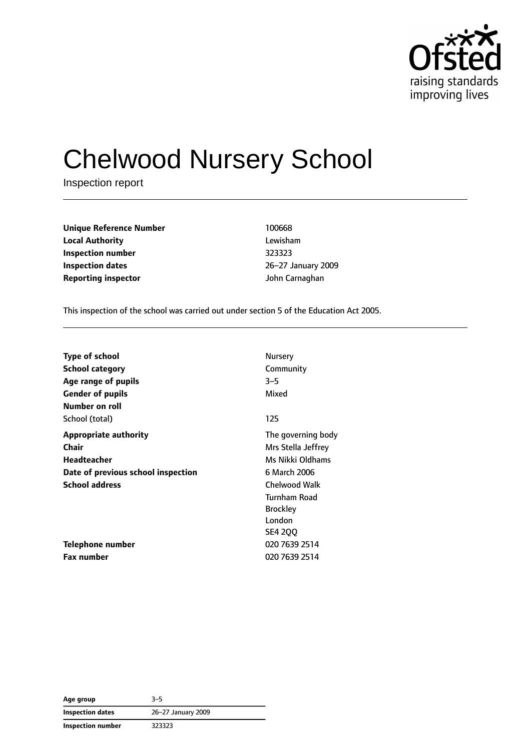# Chelwood Nursery School

Inspection report

| | |
|---|---|
| **Unique Reference Number** | 100668 |
| **Local Authority** | Lewisham |
| **Inspection number** | 323323 |
| **Inspection dates** | 26–27 January 2009 |
| **Reporting inspector** | John Carnaghan |

This inspection of the school was carried out under section 5 of the Education Act 2005.

| | |
|---|---|
| **Type of school** | Nursery |
| **School category** | Community |
| **Age range of pupils** | 3–5 |
| **Gender of pupils** | Mixed |
| **Number on roll** | |
| School (total) | 125 |
| **Appropriate authority** | The governing body |
| **Chair** | Mrs Stella Jeffrey |
| **Headteacher** | Ms Nikki Oldhams |
| **Date of previous school inspection** | 6 March 2006 |
| **School address** | Chelwood Walk<br>Turnham Road<br>Brockley<br>London<br>SE4 2QQ |
| **Telephone number** | 020 7639 2514 |
| **Fax number** | 020 7639 2514 |

| | |
|---|---|
| **Age group** | 3–5 |
| **Inspection dates** | 26–27 January 2009 |
| **Inspection number** | 323323 |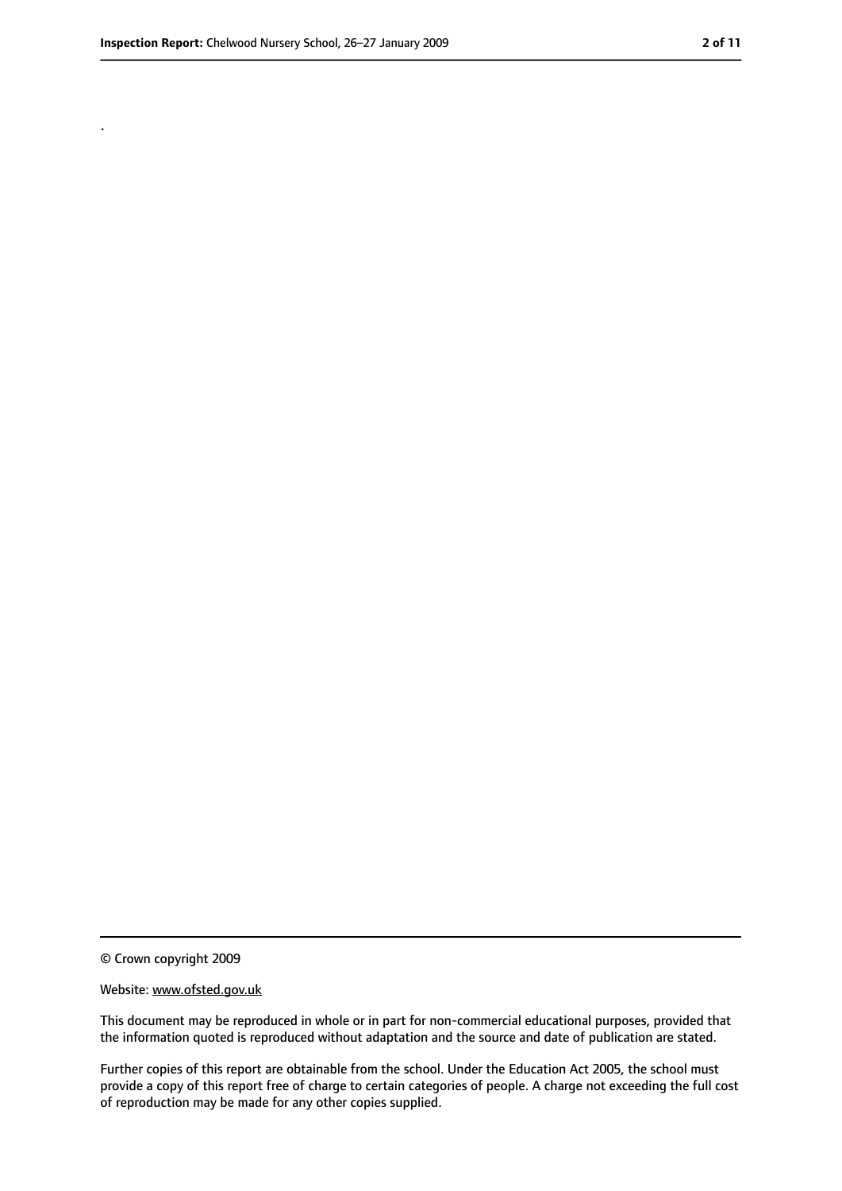.

© Crown copyright 2009

Website: www.ofsted.gov.uk

This document may be reproduced in whole or in part for non-commercial educational purposes, provided that the information quoted is reproduced without adaptation and the source and date of publication are stated.

Further copies of this report are obtainable from the school. Under the Education Act 2005, the school must provide a copy of this report free of charge to certain categories of people. A charge not exceeding the full cost of reproduction may be made for any other copies supplied.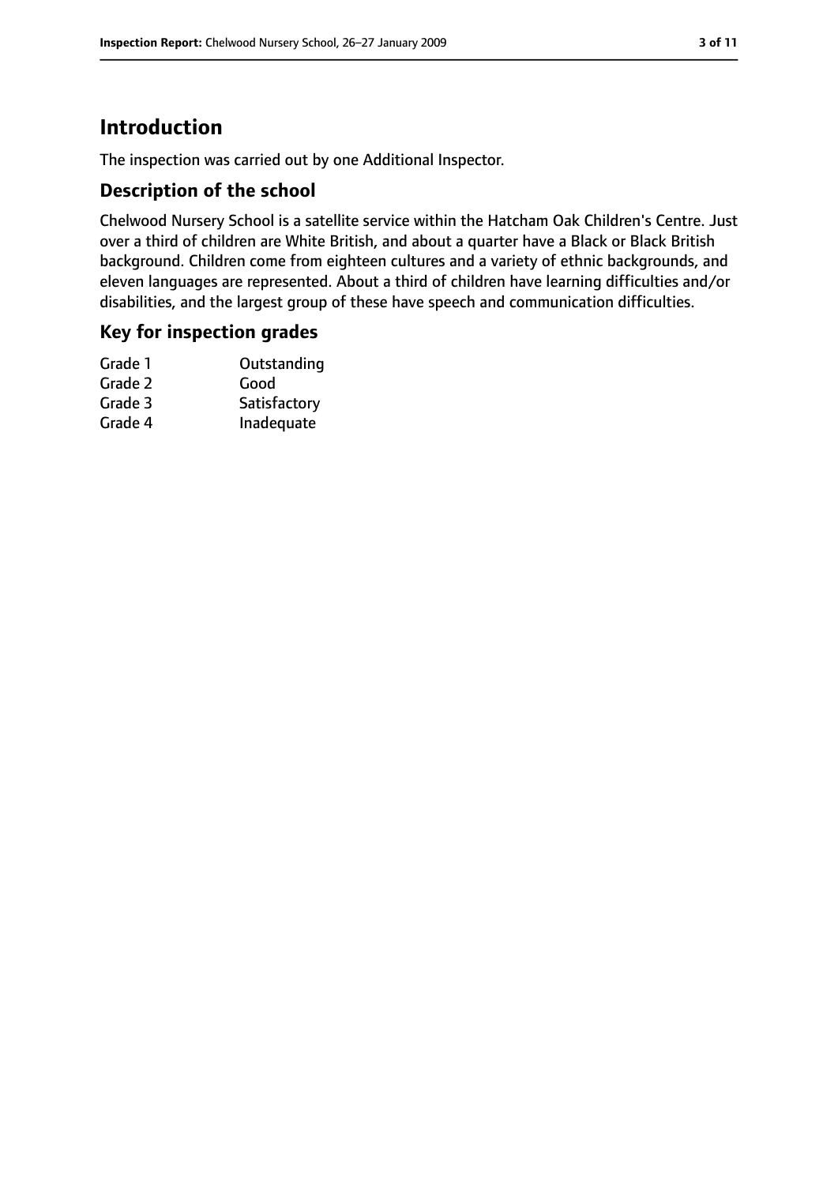# Introduction

The inspection was carried out by one Additional Inspector.

## Description of the school

Chelwood Nursery School is a satellite service within the Hatcham Oak Children's Centre. Just over a third of children are White British, and about a quarter have a Black or Black British background. Children come from eighteen cultures and a variety of ethnic backgrounds, and eleven languages are represented. About a third of children have learning difficulties and/or disabilities, and the largest group of these have speech and communication difficulties.

## Key for inspection grades

| | |
|---|---|
| Grade 1 | Outstanding |
| Grade 2 | Good |
| Grade 3 | Satisfactory |
| Grade 4 | Inadequate |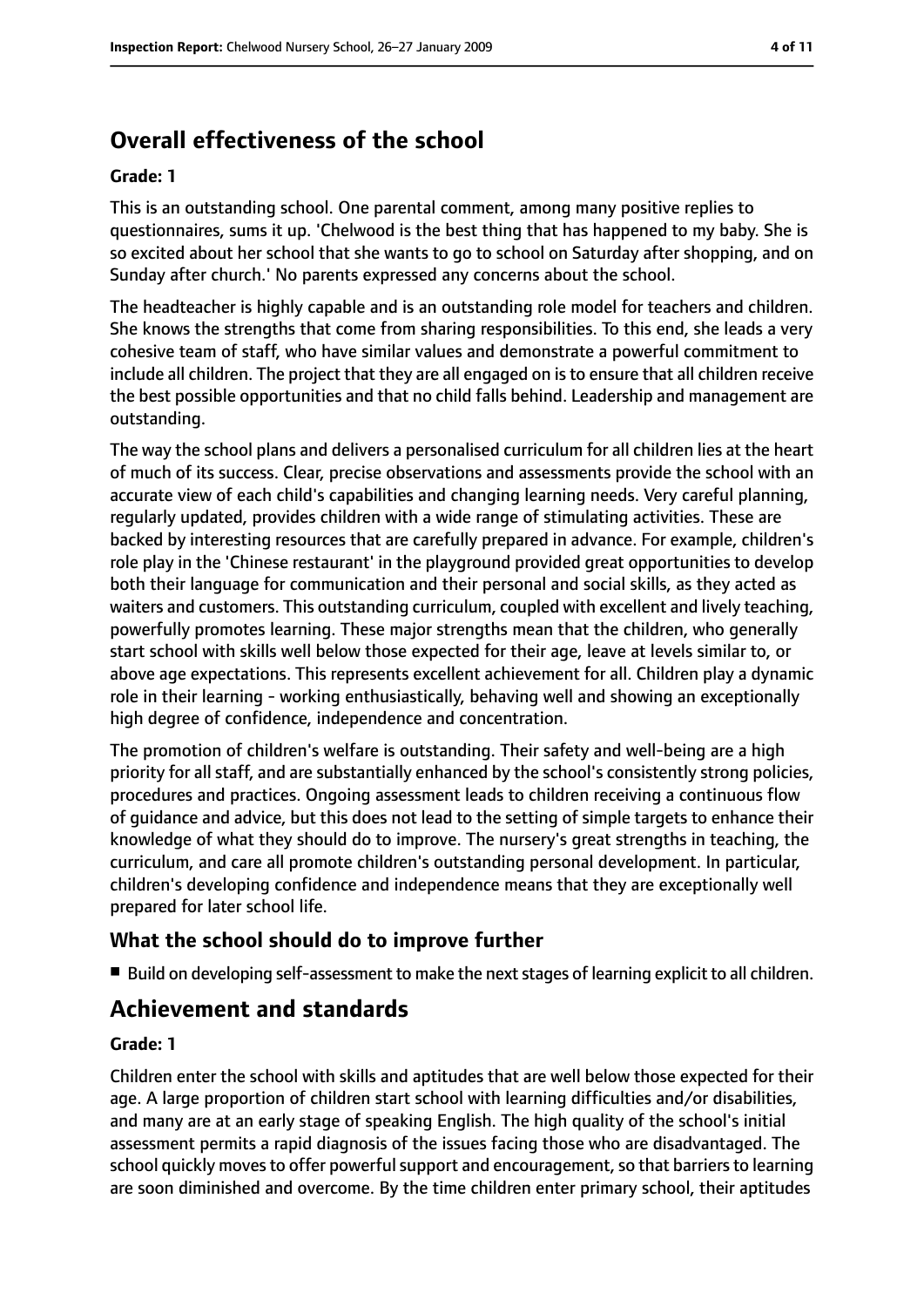## Overall effectiveness of the school

**Grade: 1**

This is an outstanding school. One parental comment, among many positive replies to questionnaires, sums it up. 'Chelwood is the best thing that has happened to my baby. She is so excited about her school that she wants to go to school on Saturday after shopping, and on Sunday after church.' No parents expressed any concerns about the school.

The headteacher is highly capable and is an outstanding role model for teachers and children. She knows the strengths that come from sharing responsibilities. To this end, she leads a very cohesive team of staff, who have similar values and demonstrate a powerful commitment to include all children. The project that they are all engaged on is to ensure that all children receive the best possible opportunities and that no child falls behind. Leadership and management are outstanding.

The way the school plans and delivers a personalised curriculum for all children lies at the heart of much of its success. Clear, precise observations and assessments provide the school with an accurate view of each child's capabilities and changing learning needs. Very careful planning, regularly updated, provides children with a wide range of stimulating activities. These are backed by interesting resources that are carefully prepared in advance. For example, children's role play in the 'Chinese restaurant' in the playground provided great opportunities to develop both their language for communication and their personal and social skills, as they acted as waiters and customers. This outstanding curriculum, coupled with excellent and lively teaching, powerfully promotes learning. These major strengths mean that the children, who generally start school with skills well below those expected for their age, leave at levels similar to, or above age expectations. This represents excellent achievement for all. Children play a dynamic role in their learning - working enthusiastically, behaving well and showing an exceptionally high degree of confidence, independence and concentration.

The promotion of children's welfare is outstanding. Their safety and well-being are a high priority for all staff, and are substantially enhanced by the school's consistently strong policies, procedures and practices. Ongoing assessment leads to children receiving a continuous flow of guidance and advice, but this does not lead to the setting of simple targets to enhance their knowledge of what they should do to improve. The nursery's great strengths in teaching, the curriculum, and care all promote children's outstanding personal development. In particular, children's developing confidence and independence means that they are exceptionally well prepared for later school life.

### What the school should do to improve further

- Build on developing self-assessment to make the next stages of learning explicit to all children.

## Achievement and standards

**Grade: 1**

Children enter the school with skills and aptitudes that are well below those expected for their age. A large proportion of children start school with learning difficulties and/or disabilities, and many are at an early stage of speaking English. The high quality of the school's initial assessment permits a rapid diagnosis of the issues facing those who are disadvantaged. The school quickly moves to offer powerful support and encouragement, so that barriers to learning are soon diminished and overcome. By the time children enter primary school, their aptitudes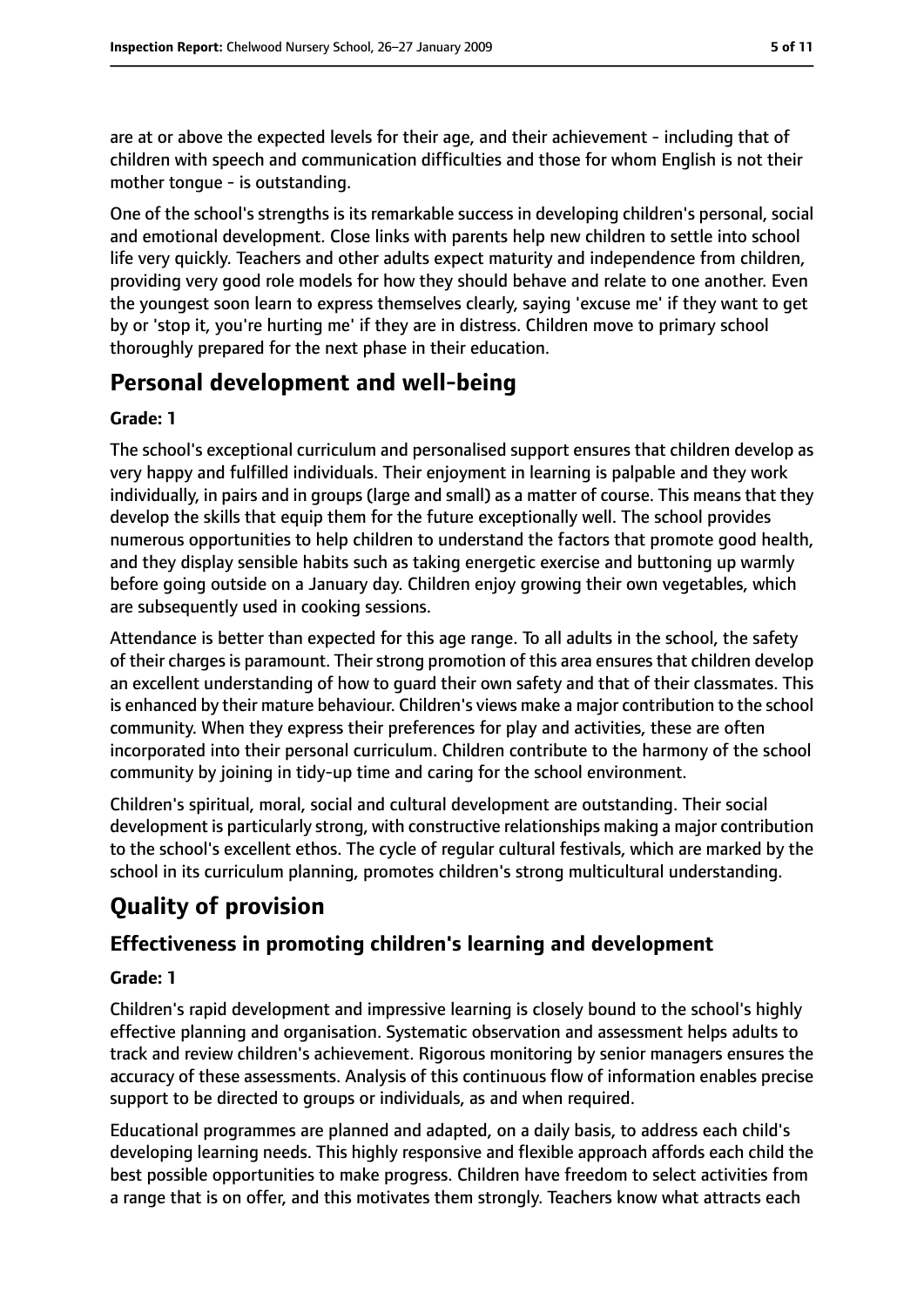are at or above the expected levels for their age, and their achievement - including that of children with speech and communication difficulties and those for whom English is not their mother tongue - is outstanding.

One of the school's strengths is its remarkable success in developing children's personal, social and emotional development. Close links with parents help new children to settle into school life very quickly. Teachers and other adults expect maturity and independence from children, providing very good role models for how they should behave and relate to one another. Even the youngest soon learn to express themselves clearly, saying 'excuse me' if they want to get by or 'stop it, you're hurting me' if they are in distress. Children move to primary school thoroughly prepared for the next phase in their education.

# Personal development and well-being

**Grade: 1**

The school's exceptional curriculum and personalised support ensures that children develop as very happy and fulfilled individuals. Their enjoyment in learning is palpable and they work individually, in pairs and in groups (large and small) as a matter of course. This means that they develop the skills that equip them for the future exceptionally well. The school provides numerous opportunities to help children to understand the factors that promote good health, and they display sensible habits such as taking energetic exercise and buttoning up warmly before going outside on a January day. Children enjoy growing their own vegetables, which are subsequently used in cooking sessions.

Attendance is better than expected for this age range. To all adults in the school, the safety of their charges is paramount. Their strong promotion of this area ensures that children develop an excellent understanding of how to guard their own safety and that of their classmates. This is enhanced by their mature behaviour. Children's views make a major contribution to the school community. When they express their preferences for play and activities, these are often incorporated into their personal curriculum. Children contribute to the harmony of the school community by joining in tidy-up time and caring for the school environment.

Children's spiritual, moral, social and cultural development are outstanding. Their social development is particularly strong, with constructive relationships making a major contribution to the school's excellent ethos. The cycle of regular cultural festivals, which are marked by the school in its curriculum planning, promotes children's strong multicultural understanding.

# Quality of provision

## Effectiveness in promoting children's learning and development

**Grade: 1**

Children's rapid development and impressive learning is closely bound to the school's highly effective planning and organisation. Systematic observation and assessment helps adults to track and review children's achievement. Rigorous monitoring by senior managers ensures the accuracy of these assessments. Analysis of this continuous flow of information enables precise support to be directed to groups or individuals, as and when required.

Educational programmes are planned and adapted, on a daily basis, to address each child's developing learning needs. This highly responsive and flexible approach affords each child the best possible opportunities to make progress. Children have freedom to select activities from a range that is on offer, and this motivates them strongly. Teachers know what attracts each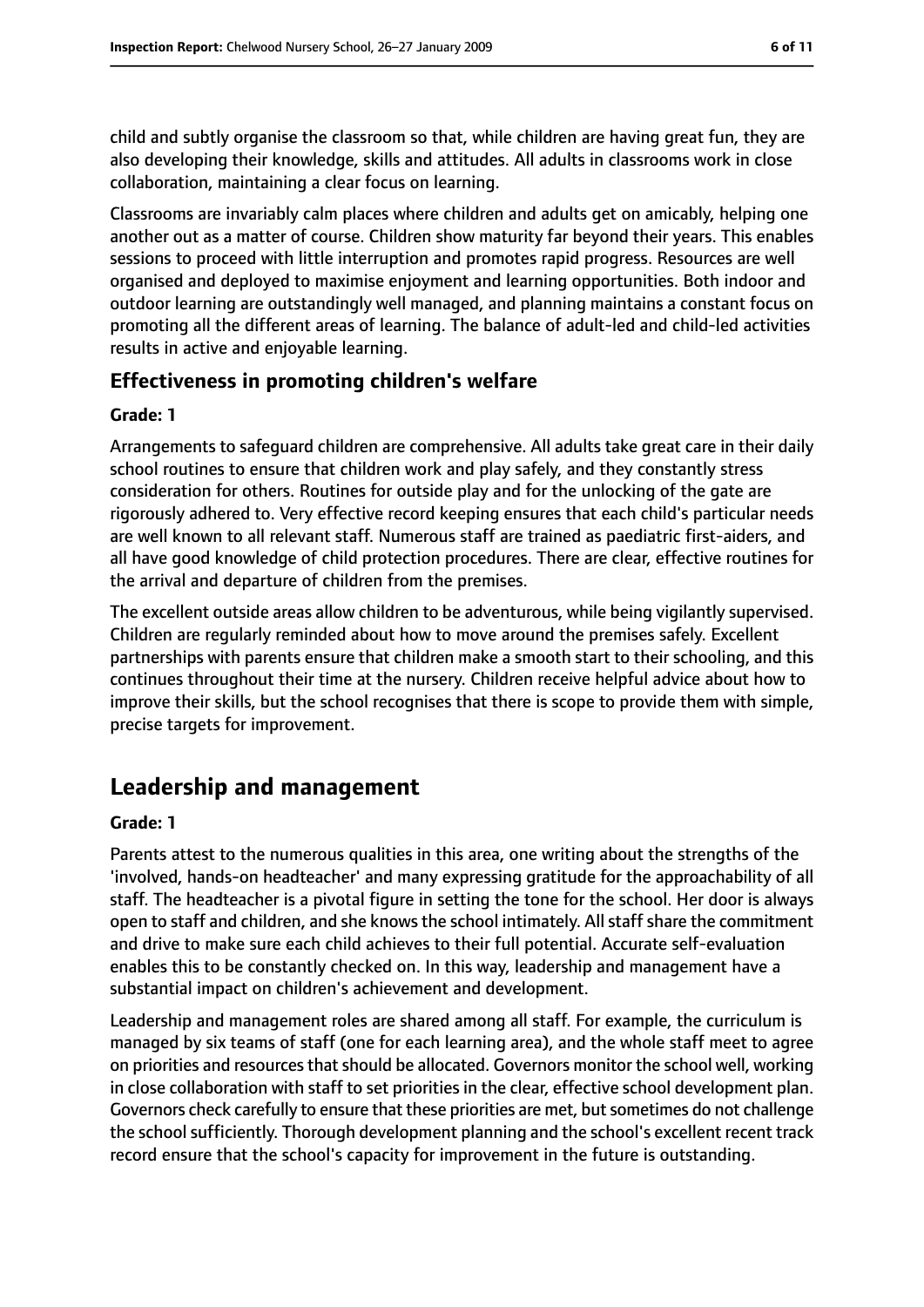child and subtly organise the classroom so that, while children are having great fun, they are also developing their knowledge, skills and attitudes. All adults in classrooms work in close collaboration, maintaining a clear focus on learning.

Classrooms are invariably calm places where children and adults get on amicably, helping one another out as a matter of course. Children show maturity far beyond their years. This enables sessions to proceed with little interruption and promotes rapid progress. Resources are well organised and deployed to maximise enjoyment and learning opportunities. Both indoor and outdoor learning are outstandingly well managed, and planning maintains a constant focus on promoting all the different areas of learning. The balance of adult-led and child-led activities results in active and enjoyable learning.

### Effectiveness in promoting children's welfare

**Grade: 1**

Arrangements to safeguard children are comprehensive. All adults take great care in their daily school routines to ensure that children work and play safely, and they constantly stress consideration for others. Routines for outside play and for the unlocking of the gate are rigorously adhered to. Very effective record keeping ensures that each child's particular needs are well known to all relevant staff. Numerous staff are trained as paediatric first-aiders, and all have good knowledge of child protection procedures. There are clear, effective routines for the arrival and departure of children from the premises.

The excellent outside areas allow children to be adventurous, while being vigilantly supervised. Children are regularly reminded about how to move around the premises safely. Excellent partnerships with parents ensure that children make a smooth start to their schooling, and this continues throughout their time at the nursery. Children receive helpful advice about how to improve their skills, but the school recognises that there is scope to provide them with simple, precise targets for improvement.

## Leadership and management

**Grade: 1**

Parents attest to the numerous qualities in this area, one writing about the strengths of the 'involved, hands-on headteacher' and many expressing gratitude for the approachability of all staff. The headteacher is a pivotal figure in setting the tone for the school. Her door is always open to staff and children, and she knows the school intimately. All staff share the commitment and drive to make sure each child achieves to their full potential. Accurate self-evaluation enables this to be constantly checked on. In this way, leadership and management have a substantial impact on children's achievement and development.

Leadership and management roles are shared among all staff. For example, the curriculum is managed by six teams of staff (one for each learning area), and the whole staff meet to agree on priorities and resources that should be allocated. Governors monitor the school well, working in close collaboration with staff to set priorities in the clear, effective school development plan. Governors check carefully to ensure that these priorities are met, but sometimes do not challenge the school sufficiently. Thorough development planning and the school's excellent recent track record ensure that the school's capacity for improvement in the future is outstanding.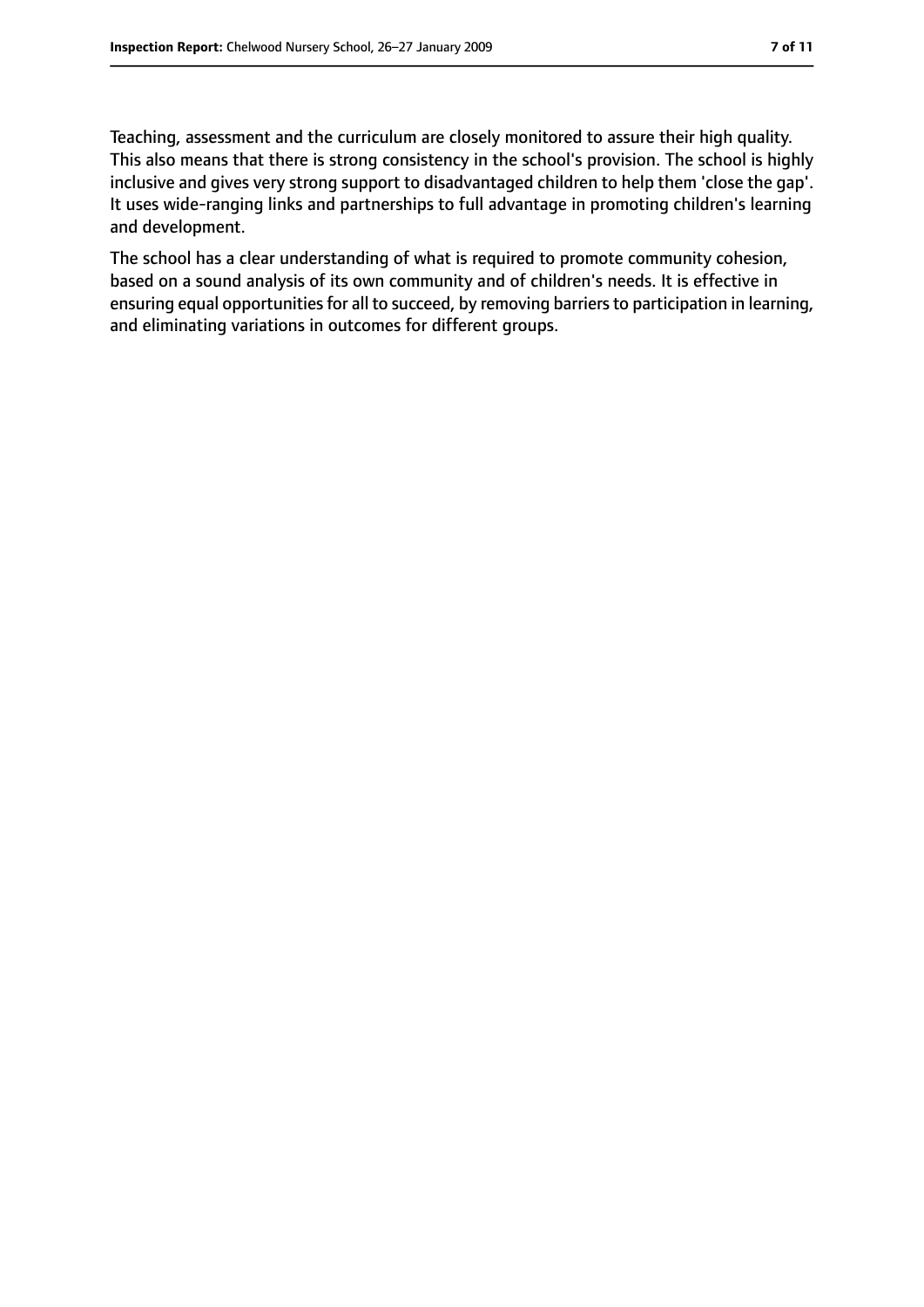Teaching, assessment and the curriculum are closely monitored to assure their high quality. This also means that there is strong consistency in the school's provision. The school is highly inclusive and gives very strong support to disadvantaged children to help them 'close the gap'. It uses wide-ranging links and partnerships to full advantage in promoting children's learning and development.

The school has a clear understanding of what is required to promote community cohesion, based on a sound analysis of its own community and of children's needs. It is effective in ensuring equal opportunities for all to succeed, by removing barriers to participation in learning, and eliminating variations in outcomes for different groups.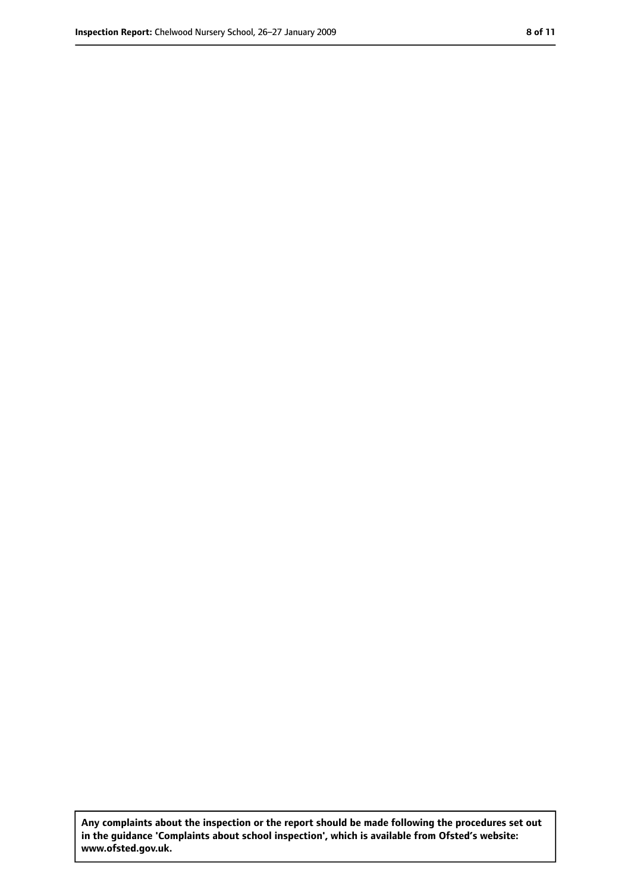**Any complaints about the inspection or the report should be made following the procedures set out in the guidance 'Complaints about school inspection', which is available from Ofsted's website: www.ofsted.gov.uk.**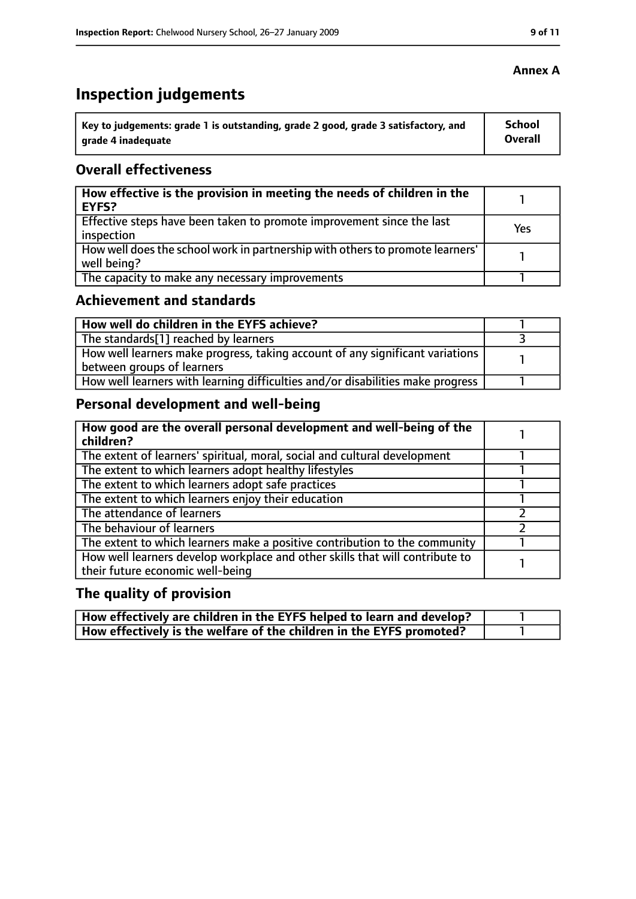**Annex A**

# Inspection judgements

| Key to judgements: grade 1 is outstanding, grade 2 good, grade 3 satisfactory, and grade 4 inadequate | School Overall |
|---|---|

## Overall effectiveness

| | |
|---|---|
| **How effective is the provision in meeting the needs of children in the EYFS?** | 1 |
| Effective steps have been taken to promote improvement since the last inspection | Yes |
| How well does the school work in partnership with others to promote learners' well being? | 1 |
| The capacity to make any necessary improvements | 1 |

## Achievement and standards

| | |
|---|---|
| **How well do children in the EYFS achieve?** | 1 |
| The standards[1] reached by learners | 3 |
| How well learners make progress, taking account of any significant variations between groups of learners | 1 |
| How well learners with learning difficulties and/or disabilities make progress | 1 |

## Personal development and well-being

| | |
|---|---|
| **How good are the overall personal development and well-being of the children?** | 1 |
| The extent of learners' spiritual, moral, social and cultural development | 1 |
| The extent to which learners adopt healthy lifestyles | 1 |
| The extent to which learners adopt safe practices | 1 |
| The extent to which learners enjoy their education | 1 |
| The attendance of learners | 2 |
| The behaviour of learners | 2 |
| The extent to which learners make a positive contribution to the community | 1 |
| How well learners develop workplace and other skills that will contribute to their future economic well-being | 1 |

## The quality of provision

| | |
|---|---|
| **How effectively are children in the EYFS helped to learn and develop?** | 1 |
| **How effectively is the welfare of the children in the EYFS promoted?** | 1 |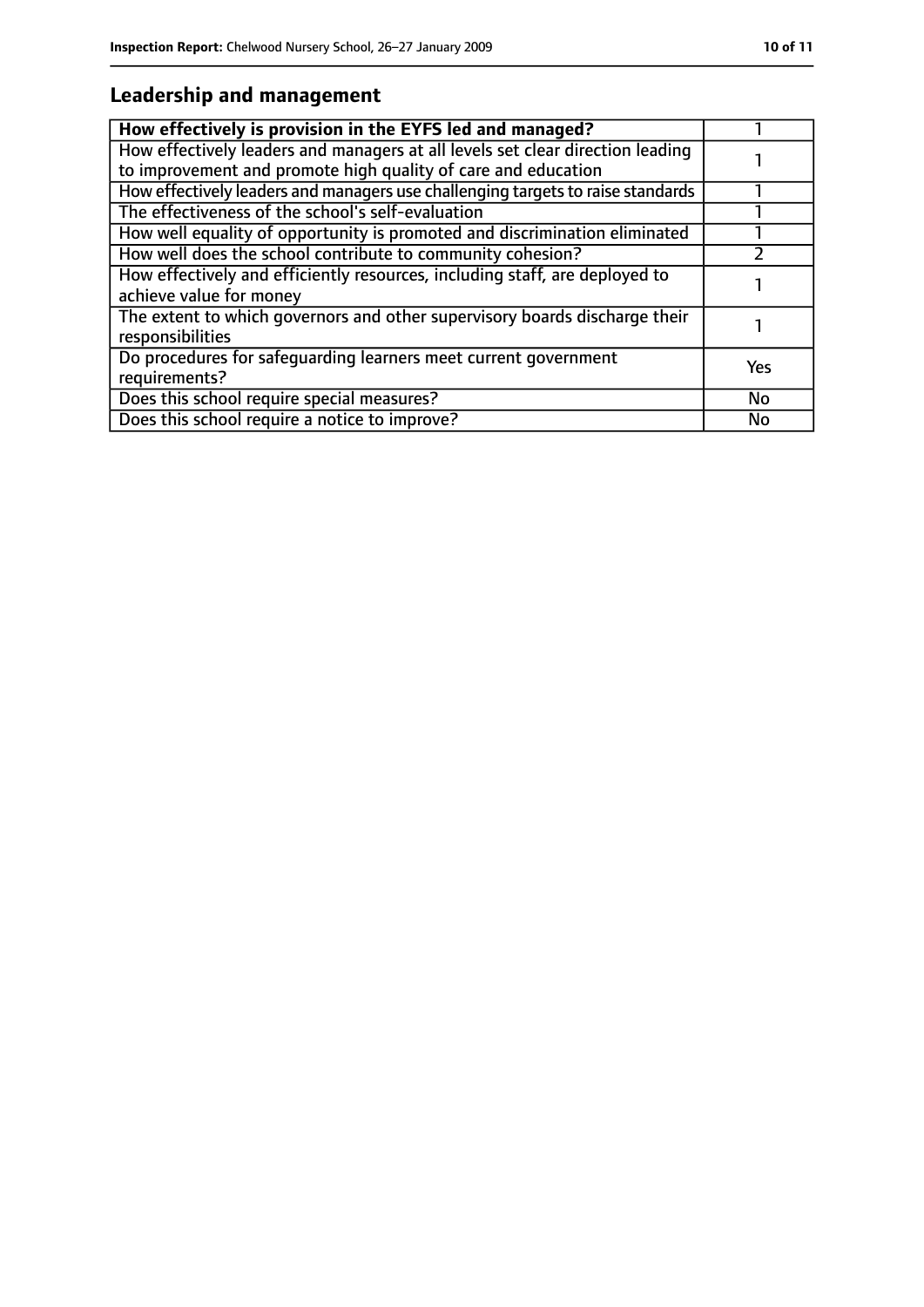## Leadership and management

| How effectively is provision in the EYFS led and managed? | 1 |
|---|---|
| How effectively leaders and managers at all levels set clear direction leading to improvement and promote high quality of care and education | 1 |
| How effectively leaders and managers use challenging targets to raise standards | 1 |
| The effectiveness of the school's self-evaluation | 1 |
| How well equality of opportunity is promoted and discrimination eliminated | 1 |
| How well does the school contribute to community cohesion? | 2 |
| How effectively and efficiently resources, including staff, are deployed to achieve value for money | 1 |
| The extent to which governors and other supervisory boards discharge their responsibilities | 1 |
| Do procedures for safeguarding learners meet current government requirements? | Yes |
| Does this school require special measures? | No |
| Does this school require a notice to improve? | No |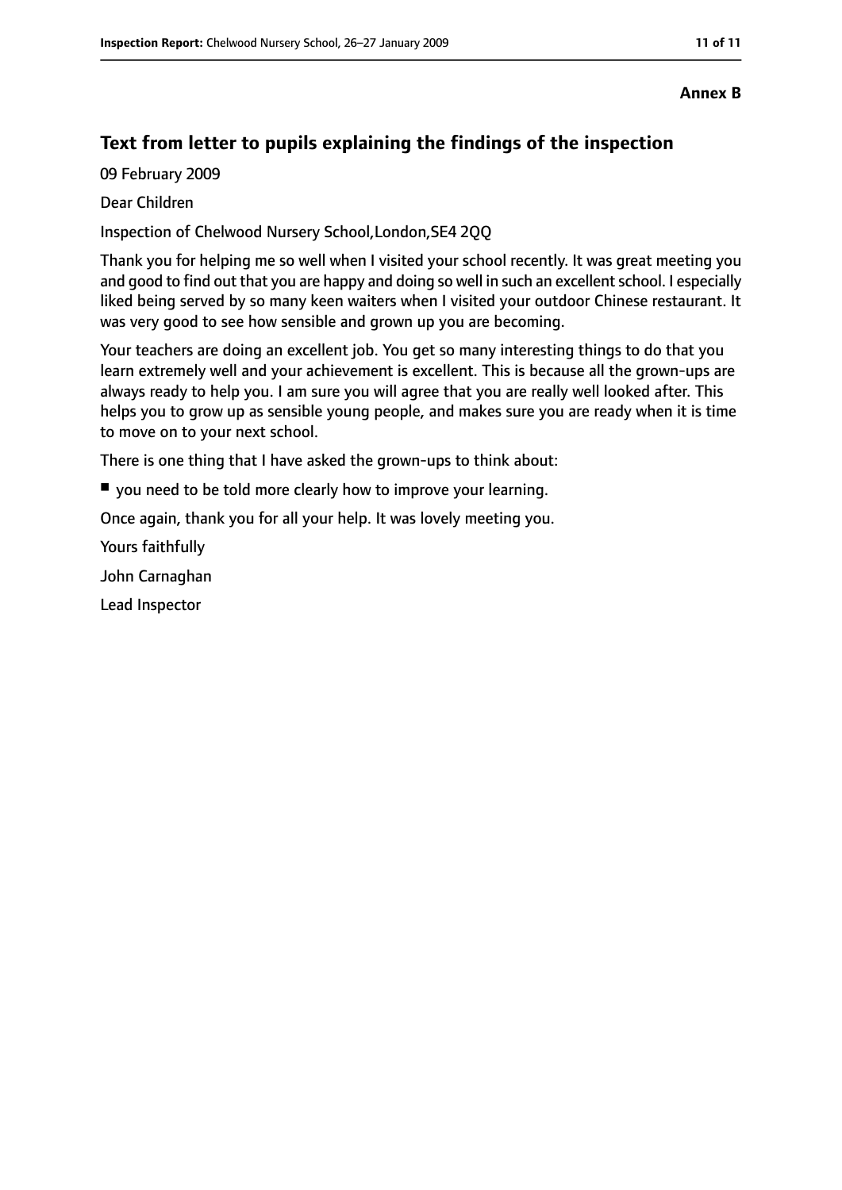**Annex B**

## Text from letter to pupils explaining the findings of the inspection

09 February 2009

Dear Children

Inspection of Chelwood Nursery School,London,SE4 2QQ

Thank you for helping me so well when I visited your school recently. It was great meeting you and good to find out that you are happy and doing so well in such an excellent school. I especially liked being served by so many keen waiters when I visited your outdoor Chinese restaurant. It was very good to see how sensible and grown up you are becoming.

Your teachers are doing an excellent job. You get so many interesting things to do that you learn extremely well and your achievement is excellent. This is because all the grown-ups are always ready to help you. I am sure you will agree that you are really well looked after. This helps you to grow up as sensible young people, and makes sure you are ready when it is time to move on to your next school.

There is one thing that I have asked the grown-ups to think about:

- you need to be told more clearly how to improve your learning.

Once again, thank you for all your help. It was lovely meeting you.

Yours faithfully

John Carnaghan

Lead Inspector